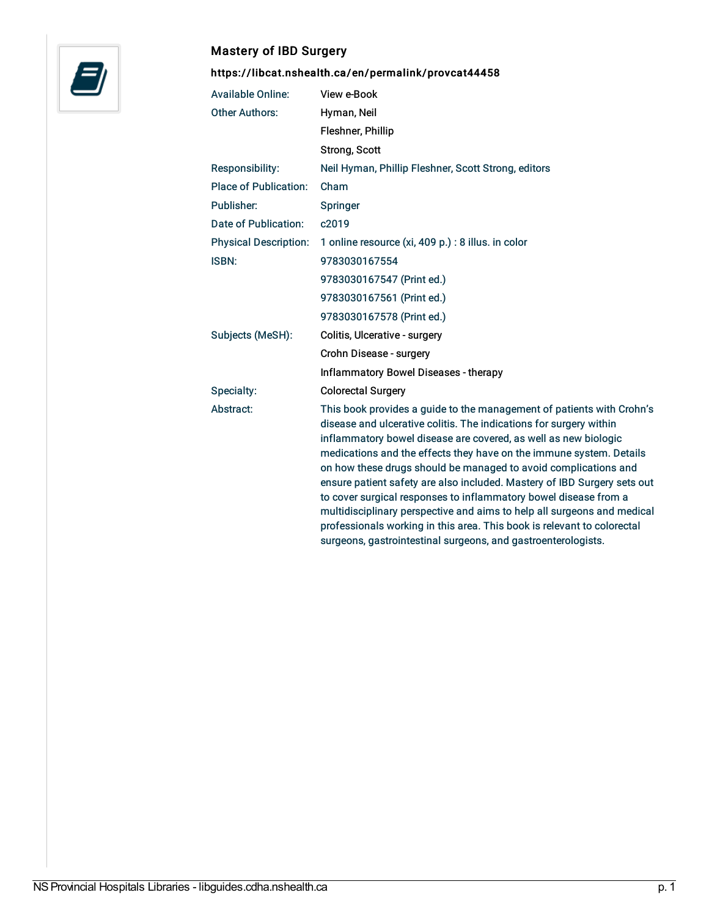## Mastery of IBD Surgery

**https://libcat.nshealth.ca/en/permalink/provcat44458**

| | |
|---|---|
| Available Online: | View e-Book |
| Other Authors: | Hyman, Neil |
| | Fleshner, Phillip |
| | Strong, Scott |
| Responsibility: | Neil Hyman, Phillip Fleshner, Scott Strong, editors |
| Place of Publication: | Cham |
| Publisher: | Springer |
| Date of Publication: | c2019 |
| Physical Description: | 1 online resource (xi, 409 p.) : 8 illus. in color |
| ISBN: | 9783030167554 |
| | 9783030167547 (Print ed.) |
| | 9783030167561 (Print ed.) |
| | 9783030167578 (Print ed.) |
| Subjects (MeSH): | Colitis, Ulcerative - surgery |
| | Crohn Disease - surgery |
| | Inflammatory Bowel Diseases - therapy |
| Specialty: | Colorectal Surgery |
| Abstract: | This book provides a guide to the management of patients with Crohn's disease and ulcerative colitis. The indications for surgery within inflammatory bowel disease are covered, as well as new biologic medications and the effects they have on the immune system. Details on how these drugs should be managed to avoid complications and ensure patient safety are also included. Mastery of IBD Surgery sets out to cover surgical responses to inflammatory bowel disease from a multidisciplinary perspective and aims to help all surgeons and medical professionals working in this area. This book is relevant to colorectal surgeons, gastrointestinal surgeons, and gastroenterologists. |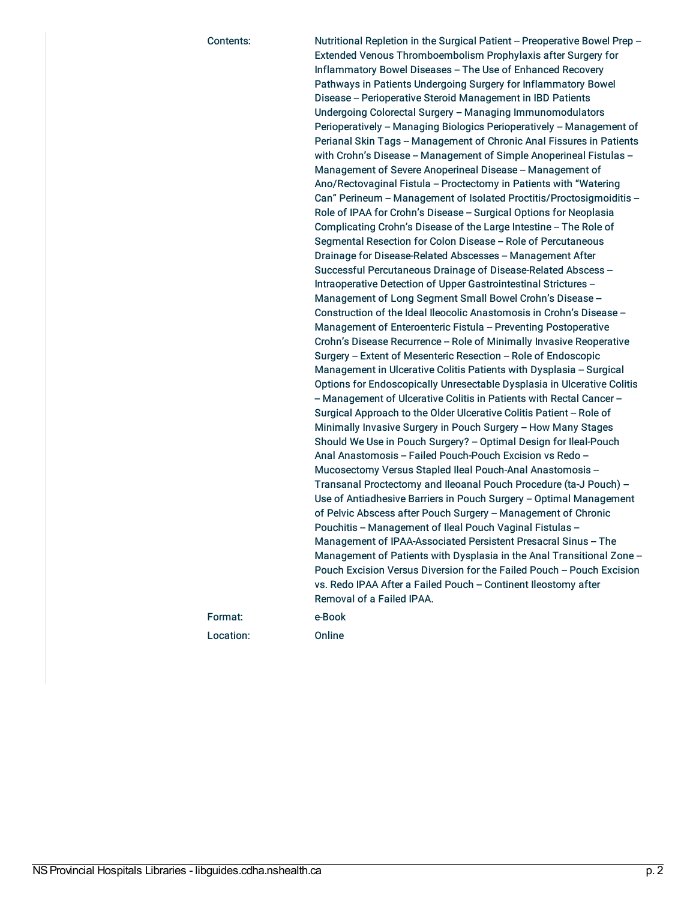| | |
|---|---|
| Contents: | Nutritional Repletion in the Surgical Patient -- Preoperative Bowel Prep -- Extended Venous Thromboembolism Prophylaxis after Surgery for Inflammatory Bowel Diseases -- The Use of Enhanced Recovery Pathways in Patients Undergoing Surgery for Inflammatory Bowel Disease -- Perioperative Steroid Management in IBD Patients Undergoing Colorectal Surgery -- Managing Immunomodulators Perioperatively -- Managing Biologics Perioperatively -- Management of Perianal Skin Tags -- Management of Chronic Anal Fissures in Patients with Crohn's Disease -- Management of Simple Anoperineal Fistulas -- Management of Severe Anoperineal Disease -- Management of Ano/Rectovaginal Fistula -- Proctectomy in Patients with "Watering Can" Perineum -- Management of Isolated Proctitis/Proctosigmoiditis -- Role of IPAA for Crohn's Disease -- Surgical Options for Neoplasia Complicating Crohn's Disease of the Large Intestine -- The Role of Segmental Resection for Colon Disease -- Role of Percutaneous Drainage for Disease-Related Abscesses -- Management After Successful Percutaneous Drainage of Disease-Related Abscess -- Intraoperative Detection of Upper Gastrointestinal Strictures -- Management of Long Segment Small Bowel Crohn's Disease -- Construction of the Ideal Ileocolic Anastomosis in Crohn's Disease -- Management of Enteroenteric Fistula -- Preventing Postoperative Crohn's Disease Recurrence -- Role of Minimally Invasive Reoperative Surgery -- Extent of Mesenteric Resection -- Role of Endoscopic Management in Ulcerative Colitis Patients with Dysplasia -- Surgical Options for Endoscopically Unresectable Dysplasia in Ulcerative Colitis -- Management of Ulcerative Colitis in Patients with Rectal Cancer -- Surgical Approach to the Older Ulcerative Colitis Patient -- Role of Minimally Invasive Surgery in Pouch Surgery -- How Many Stages Should We Use in Pouch Surgery? -- Optimal Design for Ileal-Pouch Anal Anastomosis -- Failed Pouch-Pouch Excision vs Redo -- Mucosectomy Versus Stapled Ileal Pouch-Anal Anastomosis -- Transanal Proctectomy and Ileoanal Pouch Procedure (ta-J Pouch) -- Use of Antiadhesive Barriers in Pouch Surgery -- Optimal Management of Pelvic Abscess after Pouch Surgery -- Management of Chronic Pouchitis -- Management of Ileal Pouch Vaginal Fistulas -- Management of IPAA-Associated Persistent Presacral Sinus -- The Management of Patients with Dysplasia in the Anal Transitional Zone -- Pouch Excision Versus Diversion for the Failed Pouch -- Pouch Excision vs. Redo IPAA After a Failed Pouch -- Continent Ileostomy after Removal of a Failed IPAA. |
| Format: | e-Book |
| Location: | Online |